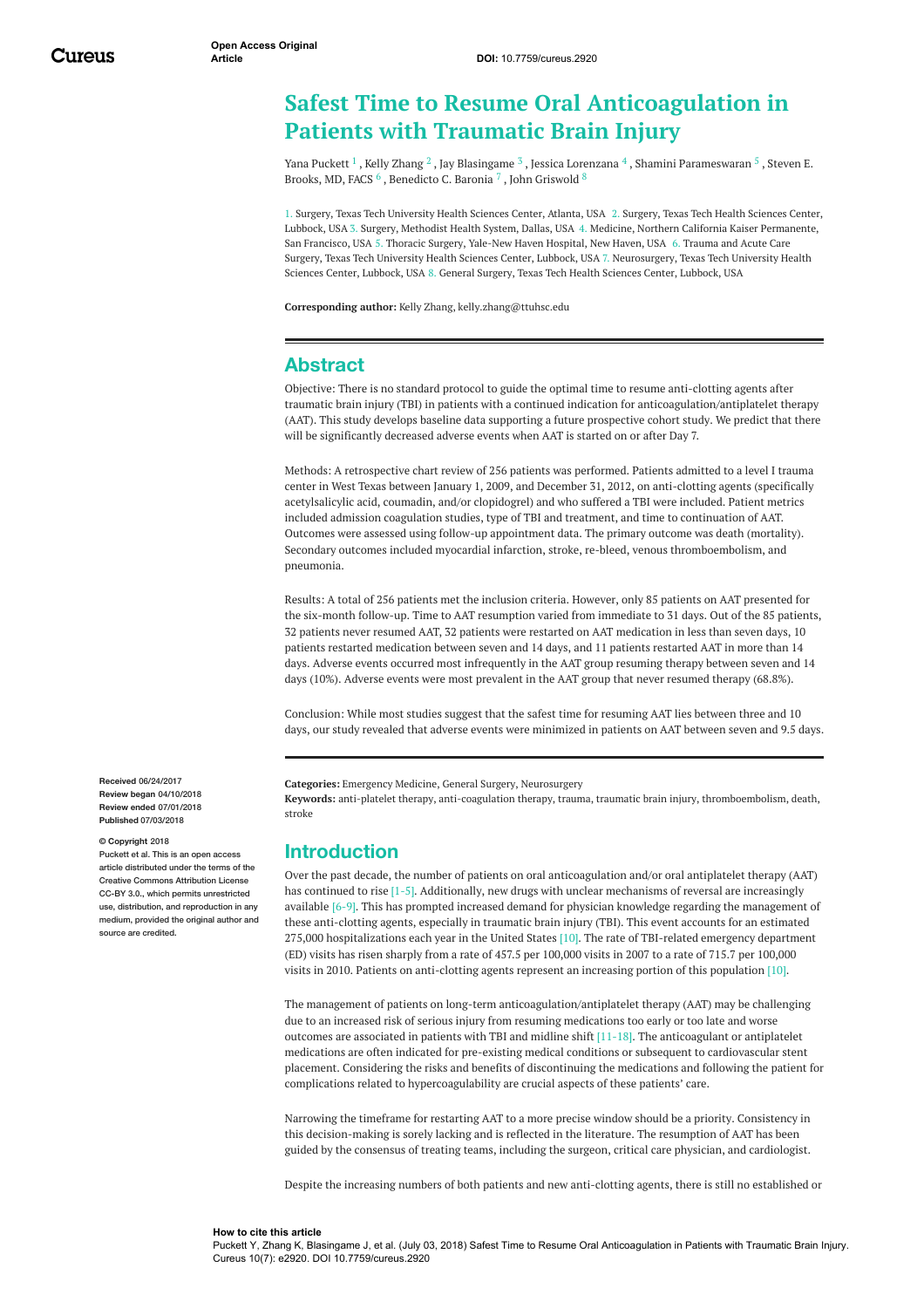Open Access Original Article

DOI: 10.7759/cureus.2920

# Safest Time to Resume Oral Anticoagulation in Patients with Traumatic Brain Injury

Yana Puckett [1] , Kelly Zhang [2] , Jay Blasingame [3] , Jessica Lorenzana [4] , Shamini Parameswaran [5] , Steven E. Brooks, MD, FACS [6] , Benedicto C. Baronia [7] , John Griswold [8]

1. Surgery, Texas Tech University Health Sciences Center, Atlanta, USA 2. Surgery, Texas Tech Health Sciences Center, Lubbock, USA 3. Surgery, Methodist Health System, Dallas, USA 4. Medicine, Northern California Kaiser Permanente, San Francisco, USA 5. Thoracic Surgery, Yale-New Haven Hospital, New Haven, USA 6. Trauma and Acute Care Surgery, Texas Tech University Health Sciences Center, Lubbock, USA 7. Neurosurgery, Texas Tech University Health Sciences Center, Lubbock, USA 8. General Surgery, Texas Tech Health Sciences Center, Lubbock, USA

**Corresponding author:** Kelly Zhang, kelly.zhang@ttuhsc.edu

## Abstract

Objective: There is no standard protocol to guide the optimal time to resume anti-clotting agents after traumatic brain injury (TBI) in patients with a continued indication for anticoagulation/antiplatelet therapy (AAT). This study develops baseline data supporting a future prospective cohort study. We predict that there will be significantly decreased adverse events when AAT is started on or after Day 7.

Methods: A retrospective chart review of 256 patients was performed. Patients admitted to a level I trauma center in West Texas between January 1, 2009, and December 31, 2012, on anti-clotting agents (specifically acetylsalicylic acid, coumadin, and/or clopidogrel) and who suffered a TBI were included. Patient metrics included admission coagulation studies, type of TBI and treatment, and time to continuation of AAT. Outcomes were assessed using follow-up appointment data. The primary outcome was death (mortality). Secondary outcomes included myocardial infarction, stroke, re-bleed, venous thromboembolism, and pneumonia.

Results: A total of 256 patients met the inclusion criteria. However, only 85 patients on AAT presented for the six-month follow-up. Time to AAT resumption varied from immediate to 31 days. Out of the 85 patients, 32 patients never resumed AAT, 32 patients were restarted on AAT medication in less than seven days, 10 patients restarted medication between seven and 14 days, and 11 patients restarted AAT in more than 14 days. Adverse events occurred most infrequently in the AAT group resuming therapy between seven and 14 days (10%). Adverse events were most prevalent in the AAT group that never resumed therapy (68.8%).

Conclusion: While most studies suggest that the safest time for resuming AAT lies between three and 10 days, our study revealed that adverse events were minimized in patients on AAT between seven and 9.5 days.

**Received** 06/24/2017
**Review began** 04/10/2018
**Review ended** 07/01/2018
**Published** 07/03/2018

**© Copyright** 2018
Puckett et al. This is an open access article distributed under the terms of the Creative Commons Attribution License CC-BY 3.0., which permits unrestricted use, distribution, and reproduction in any medium, provided the original author and source are credited.

**Categories:** Emergency Medicine, General Surgery, Neurosurgery
**Keywords:** anti-platelet therapy, anti-coagulation therapy, trauma, traumatic brain injury, thromboembolism, death, stroke

## Introduction

Over the past decade, the number of patients on oral anticoagulation and/or oral antiplatelet therapy (AAT) has continued to rise [1-5]. Additionally, new drugs with unclear mechanisms of reversal are increasingly available [6-9]. This has prompted increased demand for physician knowledge regarding the management of these anti-clotting agents, especially in traumatic brain injury (TBI). This event accounts for an estimated 275,000 hospitalizations each year in the United States [10]. The rate of TBI-related emergency department (ED) visits has risen sharply from a rate of 457.5 per 100,000 visits in 2007 to a rate of 715.7 per 100,000 visits in 2010. Patients on anti-clotting agents represent an increasing portion of this population [10].

The management of patients on long-term anticoagulation/antiplatelet therapy (AAT) may be challenging due to an increased risk of serious injury from resuming medications too early or too late and worse outcomes are associated in patients with TBI and midline shift [11-18]. The anticoagulant or antiplatelet medications are often indicated for pre-existing medical conditions or subsequent to cardiovascular stent placement. Considering the risks and benefits of discontinuing the medications and following the patient for complications related to hypercoagulability are crucial aspects of these patients' care.

Narrowing the timeframe for restarting AAT to a more precise window should be a priority. Consistency in this decision-making is sorely lacking and is reflected in the literature. The resumption of AAT has been guided by the consensus of treating teams, including the surgeon, critical care physician, and cardiologist.

Despite the increasing numbers of both patients and new anti-clotting agents, there is still no established or

**How to cite this article**
Puckett Y, Zhang K, Blasingame J, et al. (July 03, 2018) Safest Time to Resume Oral Anticoagulation in Patients with Traumatic Brain Injury. Cureus 10(7): e2920. DOI 10.7759/cureus.2920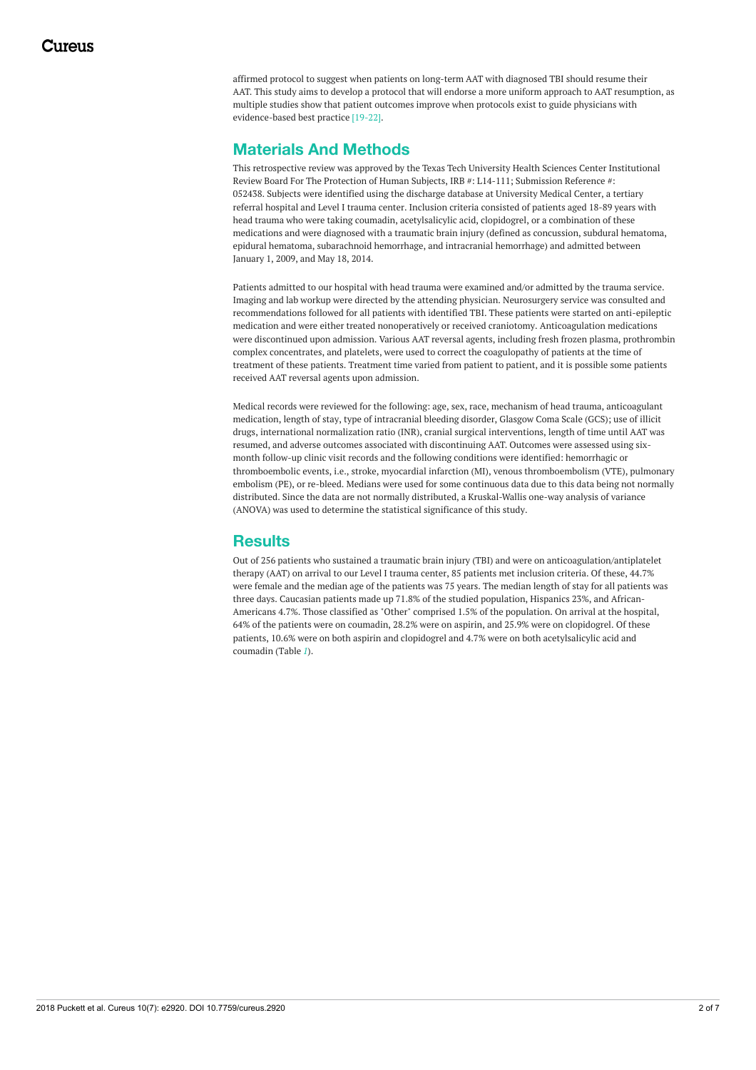affirmed protocol to suggest when patients on long-term AAT with diagnosed TBI should resume their AAT. This study aims to develop a protocol that will endorse a more uniform approach to AAT resumption, as multiple studies show that patient outcomes improve when protocols exist to guide physicians with evidence-based best practice [19-22].

## Materials And Methods

This retrospective review was approved by the Texas Tech University Health Sciences Center Institutional Review Board For The Protection of Human Subjects, IRB #: L14-111; Submission Reference #: 052438. Subjects were identified using the discharge database at University Medical Center, a tertiary referral hospital and Level I trauma center. Inclusion criteria consisted of patients aged 18-89 years with head trauma who were taking coumadin, acetylsalicylic acid, clopidogrel, or a combination of these medications and were diagnosed with a traumatic brain injury (defined as concussion, subdural hematoma, epidural hematoma, subarachnoid hemorrhage, and intracranial hemorrhage) and admitted between January 1, 2009, and May 18, 2014.

Patients admitted to our hospital with head trauma were examined and/or admitted by the trauma service. Imaging and lab workup were directed by the attending physician. Neurosurgery service was consulted and recommendations followed for all patients with identified TBI. These patients were started on anti-epileptic medication and were either treated nonoperatively or received craniotomy. Anticoagulation medications were discontinued upon admission. Various AAT reversal agents, including fresh frozen plasma, prothrombin complex concentrates, and platelets, were used to correct the coagulopathy of patients at the time of treatment of these patients. Treatment time varied from patient to patient, and it is possible some patients received AAT reversal agents upon admission.

Medical records were reviewed for the following: age, sex, race, mechanism of head trauma, anticoagulant medication, length of stay, type of intracranial bleeding disorder, Glasgow Coma Scale (GCS); use of illicit drugs, international normalization ratio (INR), cranial surgical interventions, length of time until AAT was resumed, and adverse outcomes associated with discontinuing AAT. Outcomes were assessed using six-month follow-up clinic visit records and the following conditions were identified: hemorrhagic or thromboembolic events, i.e., stroke, myocardial infarction (MI), venous thromboembolism (VTE), pulmonary embolism (PE), or re-bleed. Medians were used for some continuous data due to this data being not normally distributed. Since the data are not normally distributed, a Kruskal-Wallis one-way analysis of variance (ANOVA) was used to determine the statistical significance of this study.

## Results

Out of 256 patients who sustained a traumatic brain injury (TBI) and were on anticoagulation/antiplatelet therapy (AAT) on arrival to our Level I trauma center, 85 patients met inclusion criteria. Of these, 44.7% were female and the median age of the patients was 75 years. The median length of stay for all patients was three days. Caucasian patients made up 71.8% of the studied population, Hispanics 23%, and African-Americans 4.7%. Those classified as "Other" comprised 1.5% of the population. On arrival at the hospital, 64% of the patients were on coumadin, 28.2% were on aspirin, and 25.9% were on clopidogrel. Of these patients, 10.6% were on both aspirin and clopidogrel and 4.7% were on both acetylsalicylic acid and coumadin (Table *1*).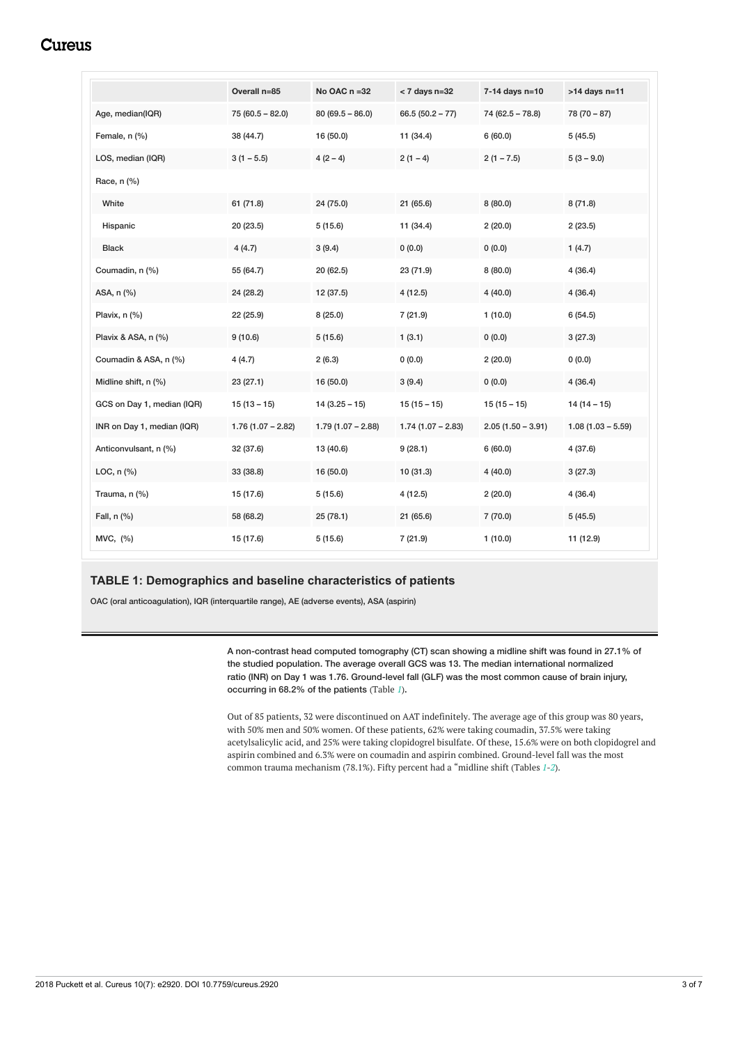| | Overall n=85 | No OAC n =32 | < 7 days n=32 | 7-14 days n=10 | >14 days n=11 |
|---|---|---|---|---|---|
| Age, median(IQR) | 75 (60.5 – 82.0) | 80 (69.5 – 86.0) | 66.5 (50.2 – 77) | 74 (62.5 – 78.8) | 78 (70 – 87) |
| Female, n (%) | 38 (44.7) | 16 (50.0) | 11 (34.4) | 6 (60.0) | 5 (45.5) |
| LOS, median (IQR) | 3 (1 – 5.5) | 4 (2 – 4) | 2 (1 – 4) | 2 (1 – 7.5) | 5 (3 – 9.0) |
| Race, n (%) | | | | | |
| White | 61 (71.8) | 24 (75.0) | 21 (65.6) | 8 (80.0) | 8 (71.8) |
| Hispanic | 20 (23.5) | 5 (15.6) | 11 (34.4) | 2 (20.0) | 2 (23.5) |
| Black | 4 (4.7) | 3 (9.4) | 0 (0.0) | 0 (0.0) | 1 (4.7) |
| Coumadin, n (%) | 55 (64.7) | 20 (62.5) | 23 (71.9) | 8 (80.0) | 4 (36.4) |
| ASA, n (%) | 24 (28.2) | 12 (37.5) | 4 (12.5) | 4 (40.0) | 4 (36.4) |
| Plavix, n (%) | 22 (25.9) | 8 (25.0) | 7 (21.9) | 1 (10.0) | 6 (54.5) |
| Plavix & ASA, n (%) | 9 (10.6) | 5 (15.6) | 1 (3.1) | 0 (0.0) | 3 (27.3) |
| Coumadin & ASA, n (%) | 4 (4.7) | 2 (6.3) | 0 (0.0) | 2 (20.0) | 0 (0.0) |
| Midline shift, n (%) | 23 (27.1) | 16 (50.0) | 3 (9.4) | 0 (0.0) | 4 (36.4) |
| GCS on Day 1, median (IQR) | 15 (13 – 15) | 14 (3.25 – 15) | 15 (15 – 15) | 15 (15 – 15) | 14 (14 – 15) |
| INR on Day 1, median (IQR) | 1.76 (1.07 – 2.82) | 1.79 (1.07 – 2.88) | 1.74 (1.07 – 2.83) | 2.05 (1.50 – 3.91) | 1.08 (1.03 – 5.59) |
| Anticonvulsant, n (%) | 32 (37.6) | 13 (40.6) | 9 (28.1) | 6 (60.0) | 4 (37.6) |
| LOC, n (%) | 33 (38.8) | 16 (50.0) | 10 (31.3) | 4 (40.0) | 3 (27.3) |
| Trauma, n (%) | 15 (17.6) | 5 (15.6) | 4 (12.5) | 2 (20.0) | 4 (36.4) |
| Fall, n (%) | 58 (68.2) | 25 (78.1) | 21 (65.6) | 7 (70.0) | 5 (45.5) |
| MVC, (%) | 15 (17.6) | 5 (15.6) | 7 (21.9) | 1 (10.0) | 11 (12.9) |

**TABLE 1: Demographics and baseline characteristics of patients**

OAC (oral anticoagulation), IQR (interquartile range), AE (adverse events), ASA (aspirin)

A non-contrast head computed tomography (CT) scan showing a midline shift was found in 27.1% of the studied population. The average overall GCS was 13. The median international normalized ratio (INR) on Day 1 was 1.76. Ground-level fall (GLF) was the most common cause of brain injury, occurring in 68.2% of the patients (Table 1).

Out of 85 patients, 32 were discontinued on AAT indefinitely. The average age of this group was 80 years, with 50% men and 50% women. Of these patients, 62% were taking coumadin, 37.5% were taking acetylsalicylic acid, and 25% were taking clopidogrel bisulfate. Of these, 15.6% were on both clopidogrel and aspirin combined and 6.3% were on coumadin and aspirin combined. Ground-level fall was the most common trauma mechanism (78.1%). Fifty percent had a "midline shift (Tables 1-2).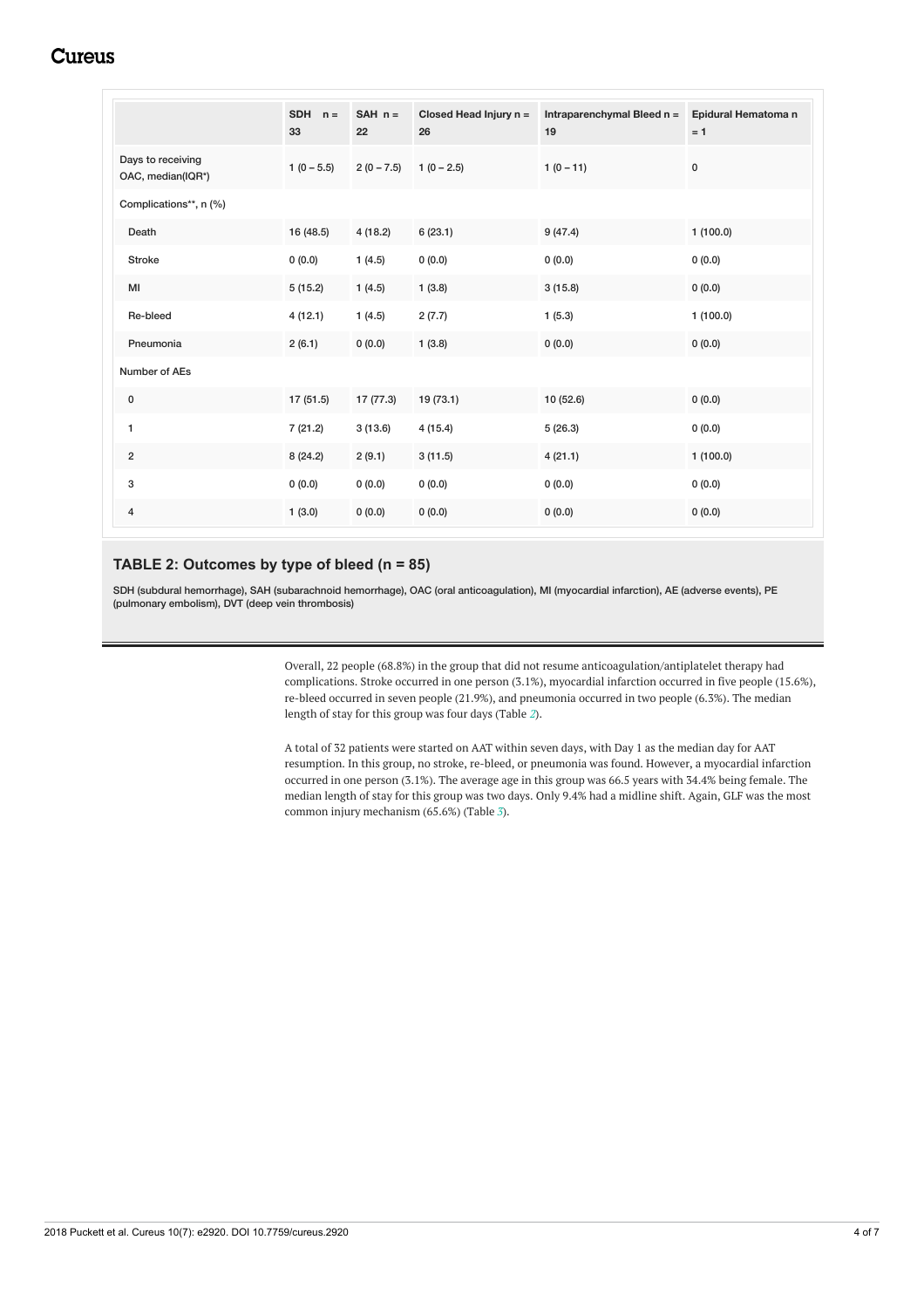| | SDH n = 33 | SAH n = 22 | Closed Head Injury n = 26 | Intraparenchymal Bleed n = 19 | Epidural Hematoma n = 1 |
|---|---|---|---|---|---|
| Days to receiving OAC, median(IQR*) | 1 (0 – 5.5) | 2 (0 – 7.5) | 1 (0 – 2.5) | 1 (0 – 11) | 0 |
| Complications**, n (%) | | | | | |
| Death | 16 (48.5) | 4 (18.2) | 6 (23.1) | 9 (47.4) | 1 (100.0) |
| Stroke | 0 (0.0) | 1 (4.5) | 0 (0.0) | 0 (0.0) | 0 (0.0) |
| MI | 5 (15.2) | 1 (4.5) | 1 (3.8) | 3 (15.8) | 0 (0.0) |
| Re-bleed | 4 (12.1) | 1 (4.5) | 2 (7.7) | 1 (5.3) | 1 (100.0) |
| Pneumonia | 2 (6.1) | 0 (0.0) | 1 (3.8) | 0 (0.0) | 0 (0.0) |
| Number of AEs | | | | | |
| 0 | 17 (51.5) | 17 (77.3) | 19 (73.1) | 10 (52.6) | 0 (0.0) |
| 1 | 7 (21.2) | 3 (13.6) | 4 (15.4) | 5 (26.3) | 0 (0.0) |
| 2 | 8 (24.2) | 2 (9.1) | 3 (11.5) | 4 (21.1) | 1 (100.0) |
| 3 | 0 (0.0) | 0 (0.0) | 0 (0.0) | 0 (0.0) | 0 (0.0) |
| 4 | 1 (3.0) | 0 (0.0) | 0 (0.0) | 0 (0.0) | 0 (0.0) |

**TABLE 2: Outcomes by type of bleed (n = 85)**

SDH (subdural hemorrhage), SAH (subarachnoid hemorrhage), OAC (oral anticoagulation), MI (myocardial infarction), AE (adverse events), PE (pulmonary embolism), DVT (deep vein thrombosis)

Overall, 22 people (68.8%) in the group that did not resume anticoagulation/antiplatelet therapy had complications. Stroke occurred in one person (3.1%), myocardial infarction occurred in five people (15.6%), re-bleed occurred in seven people (21.9%), and pneumonia occurred in two people (6.3%). The median length of stay for this group was four days (Table 2).

A total of 32 patients were started on AAT within seven days, with Day 1 as the median day for AAT resumption. In this group, no stroke, re-bleed, or pneumonia was found. However, a myocardial infarction occurred in one person (3.1%). The average age in this group was 66.5 years with 34.4% being female. The median length of stay for this group was two days. Only 9.4% had a midline shift. Again, GLF was the most common injury mechanism (65.6%) (Table 3).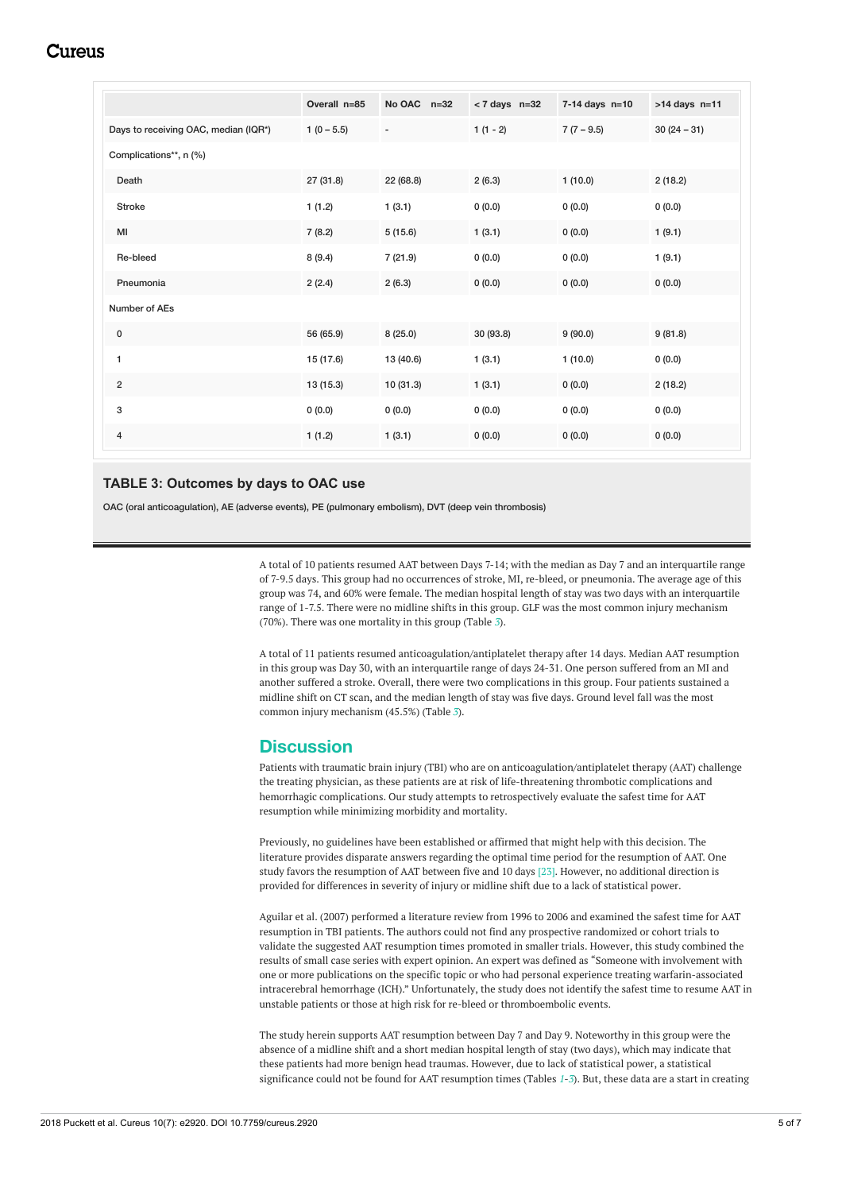| | Overall n=85 | No OAC n=32 | < 7 days n=32 | 7-14 days n=10 | >14 days n=11 |
|---|---|---|---|---|---|
| Days to receiving OAC, median (IQR*) | 1 (0 – 5.5) | - | 1 (1 - 2) | 7 (7 – 9.5) | 30 (24 – 31) |
| Complications**, n (%) | | | | | |
| Death | 27 (31.8) | 22 (68.8) | 2 (6.3) | 1 (10.0) | 2 (18.2) |
| Stroke | 1 (1.2) | 1 (3.1) | 0 (0.0) | 0 (0.0) | 0 (0.0) |
| MI | 7 (8.2) | 5 (15.6) | 1 (3.1) | 0 (0.0) | 1 (9.1) |
| Re-bleed | 8 (9.4) | 7 (21.9) | 0 (0.0) | 0 (0.0) | 1 (9.1) |
| Pneumonia | 2 (2.4) | 2 (6.3) | 0 (0.0) | 0 (0.0) | 0 (0.0) |
| Number of AEs | | | | | |
| 0 | 56 (65.9) | 8 (25.0) | 30 (93.8) | 9 (90.0) | 9 (81.8) |
| 1 | 15 (17.6) | 13 (40.6) | 1 (3.1) | 1 (10.0) | 0 (0.0) |
| 2 | 13 (15.3) | 10 (31.3) | 1 (3.1) | 0 (0.0) | 2 (18.2) |
| 3 | 0 (0.0) | 0 (0.0) | 0 (0.0) | 0 (0.0) | 0 (0.0) |
| 4 | 1 (1.2) | 1 (3.1) | 0 (0.0) | 0 (0.0) | 0 (0.0) |

**TABLE 3: Outcomes by days to OAC use**

OAC (oral anticoagulation), AE (adverse events), PE (pulmonary embolism), DVT (deep vein thrombosis)

A total of 10 patients resumed AAT between Days 7-14; with the median as Day 7 and an interquartile range of 7-9.5 days. This group had no occurrences of stroke, MI, re-bleed, or pneumonia. The average age of this group was 74, and 60% were female. The median hospital length of stay was two days with an interquartile range of 1-7.5. There were no midline shifts in this group. GLF was the most common injury mechanism (70%). There was one mortality in this group (Table 3).

A total of 11 patients resumed anticoagulation/antiplatelet therapy after 14 days. Median AAT resumption in this group was Day 30, with an interquartile range of days 24-31. One person suffered from an MI and another suffered a stroke. Overall, there were two complications in this group. Four patients sustained a midline shift on CT scan, and the median length of stay was five days. Ground level fall was the most common injury mechanism (45.5%) (Table 5).

## Discussion

Patients with traumatic brain injury (TBI) who are on anticoagulation/antiplatelet therapy (AAT) challenge the treating physician, as these patients are at risk of life-threatening thrombotic complications and hemorrhagic complications. Our study attempts to retrospectively evaluate the safest time for AAT resumption while minimizing morbidity and mortality.

Previously, no guidelines have been established or affirmed that might help with this decision. The literature provides disparate answers regarding the optimal time period for the resumption of AAT. One study favors the resumption of AAT between five and 10 days [23]. However, no additional direction is provided for differences in severity of injury or midline shift due to a lack of statistical power.

Aguilar et al. (2007) performed a literature review from 1996 to 2006 and examined the safest time for AAT resumption in TBI patients. The authors could not find any prospective randomized or cohort trials to validate the suggested AAT resumption times promoted in smaller trials. However, this study combined the results of small case series with expert opinion. An expert was defined as "Someone with involvement with one or more publications on the specific topic or who had personal experience treating warfarin-associated intracerebral hemorrhage (ICH)." Unfortunately, the study does not identify the safest time to resume AAT in unstable patients or those at high risk for re-bleed or thromboembolic events.

The study herein supports AAT resumption between Day 7 and Day 9. Noteworthy in this group were the absence of a midline shift and a short median hospital length of stay (two days), which may indicate that these patients had more benign head traumas. However, due to lack of statistical power, a statistical significance could not be found for AAT resumption times (Tables 1-3). But, these data are a start in creating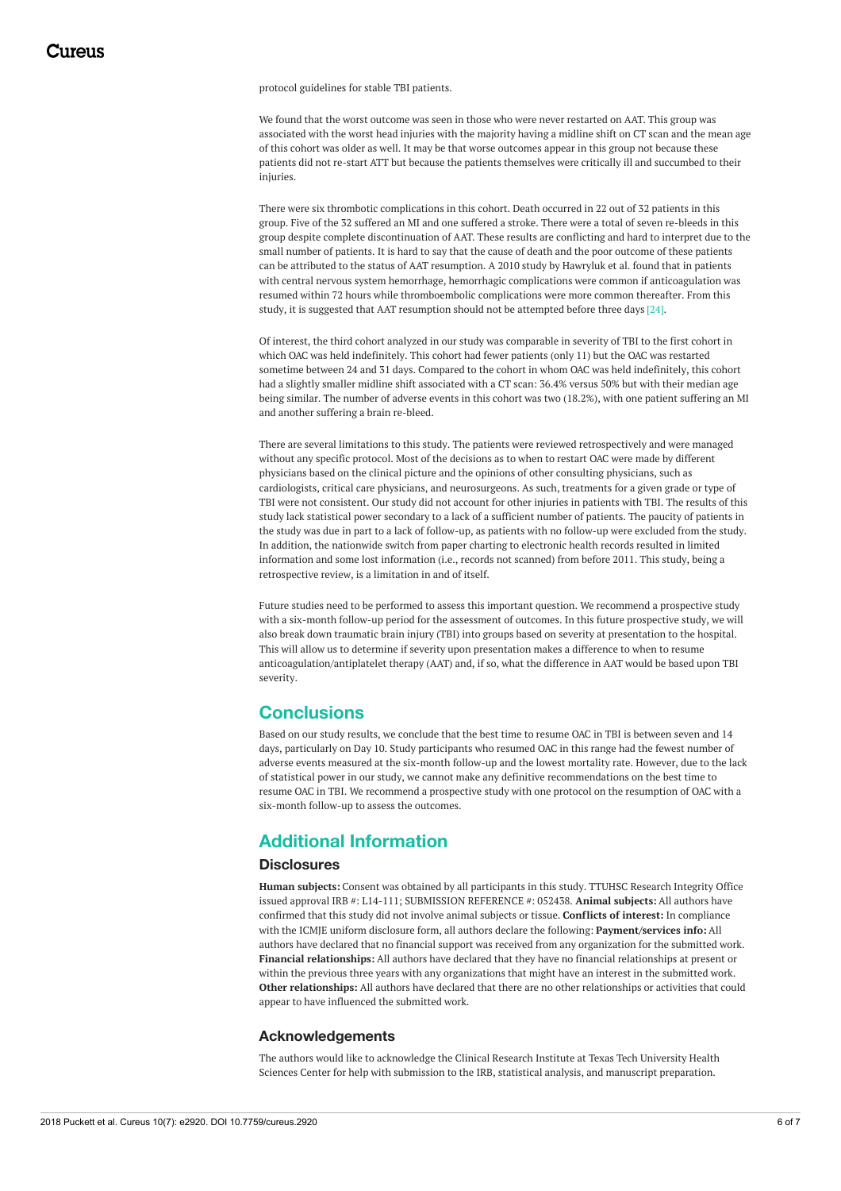protocol guidelines for stable TBI patients.

We found that the worst outcome was seen in those who were never restarted on AAT. This group was associated with the worst head injuries with the majority having a midline shift on CT scan and the mean age of this cohort was older as well. It may be that worse outcomes appear in this group not because these patients did not re-start ATT but because the patients themselves were critically ill and succumbed to their injuries.

There were six thrombotic complications in this cohort. Death occurred in 22 out of 32 patients in this group. Five of the 32 suffered an MI and one suffered a stroke. There were a total of seven re-bleeds in this group despite complete discontinuation of AAT. These results are conflicting and hard to interpret due to the small number of patients. It is hard to say that the cause of death and the poor outcome of these patients can be attributed to the status of AAT resumption. A 2010 study by Hawryluk et al. found that in patients with central nervous system hemorrhage, hemorrhagic complications were common if anticoagulation was resumed within 72 hours while thromboembolic complications were more common thereafter. From this study, it is suggested that AAT resumption should not be attempted before three days [24].

Of interest, the third cohort analyzed in our study was comparable in severity of TBI to the first cohort in which OAC was held indefinitely. This cohort had fewer patients (only 11) but the OAC was restarted sometime between 24 and 31 days. Compared to the cohort in whom OAC was held indefinitely, this cohort had a slightly smaller midline shift associated with a CT scan: 36.4% versus 50% but with their median age being similar. The number of adverse events in this cohort was two (18.2%), with one patient suffering an MI and another suffering a brain re-bleed.

There are several limitations to this study. The patients were reviewed retrospectively and were managed without any specific protocol. Most of the decisions as to when to restart OAC were made by different physicians based on the clinical picture and the opinions of other consulting physicians, such as cardiologists, critical care physicians, and neurosurgeons. As such, treatments for a given grade or type of TBI were not consistent. Our study did not account for other injuries in patients with TBI. The results of this study lack statistical power secondary to a lack of a sufficient number of patients. The paucity of patients in the study was due in part to a lack of follow-up, as patients with no follow-up were excluded from the study. In addition, the nationwide switch from paper charting to electronic health records resulted in limited information and some lost information (i.e., records not scanned) from before 2011. This study, being a retrospective review, is a limitation in and of itself.

Future studies need to be performed to assess this important question. We recommend a prospective study with a six-month follow-up period for the assessment of outcomes. In this future prospective study, we will also break down traumatic brain injury (TBI) into groups based on severity at presentation to the hospital. This will allow us to determine if severity upon presentation makes a difference to when to resume anticoagulation/antiplatelet therapy (AAT) and, if so, what the difference in AAT would be based upon TBI severity.

## Conclusions

Based on our study results, we conclude that the best time to resume OAC in TBI is between seven and 14 days, particularly on Day 10. Study participants who resumed OAC in this range had the fewest number of adverse events measured at the six-month follow-up and the lowest mortality rate. However, due to the lack of statistical power in our study, we cannot make any definitive recommendations on the best time to resume OAC in TBI. We recommend a prospective study with one protocol on the resumption of OAC with a six-month follow-up to assess the outcomes.

## Additional Information

### Disclosures

**Human subjects:** Consent was obtained by all participants in this study. TTUHSC Research Integrity Office issued approval IRB #: L14-111; SUBMISSION REFERENCE #: 052438. **Animal subjects:** All authors have confirmed that this study did not involve animal subjects or tissue. **Conflicts of interest:** In compliance with the ICMJE uniform disclosure form, all authors declare the following: **Payment/services info:** All authors have declared that no financial support was received from any organization for the submitted work. **Financial relationships:** All authors have declared that they have no financial relationships at present or within the previous three years with any organizations that might have an interest in the submitted work. **Other relationships:** All authors have declared that there are no other relationships or activities that could appear to have influenced the submitted work.

### Acknowledgements

The authors would like to acknowledge the Clinical Research Institute at Texas Tech University Health Sciences Center for help with submission to the IRB, statistical analysis, and manuscript preparation.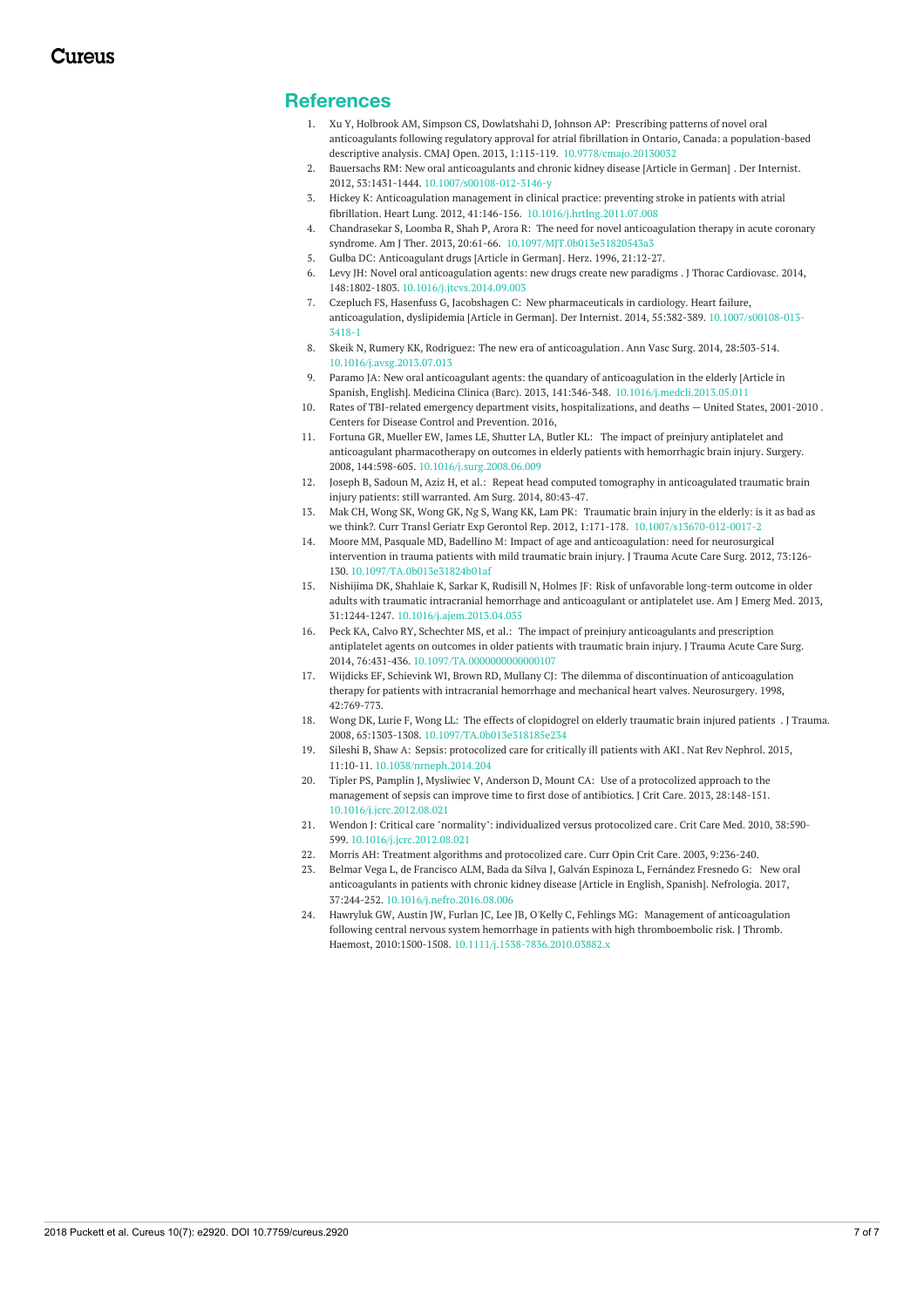## References

1. Xu Y, Holbrook AM, Simpson CS, Dowlatshahi D, Johnson AP: Prescribing patterns of novel oral anticoagulants following regulatory approval for atrial fibrillation in Ontario, Canada: a population-based descriptive analysis. CMAJ Open. 2013, 1:115-119. 10.9778/cmajo.20130032
2. Bauersachs RM: New oral anticoagulants and chronic kidney disease [Article in German] . Der Internist. 2012, 53:1431-1444. 10.1007/s00108-012-3146-y
3. Hickey K: Anticoagulation management in clinical practice: preventing stroke in patients with atrial fibrillation. Heart Lung. 2012, 41:146-156. 10.1016/j.hrtlng.2011.07.008
4. Chandrasekar S, Loomba R, Shah P, Arora R: The need for novel anticoagulation therapy in acute coronary syndrome. Am J Ther. 2013, 20:61-66. 10.1097/MJT.0b013e31820543a3
5. Gulba DC: Anticoagulant drugs [Article in German]. Herz. 1996, 21:12-27.
6. Levy JH: Novel oral anticoagulation agents: new drugs create new paradigms . J Thorac Cardiovasc. 2014, 148:1802-1803. 10.1016/j.jtcvs.2014.09.003
7. Czepluch FS, Hasenfuss G, Jacobshagen C: New pharmaceuticals in cardiology. Heart failure, anticoagulation, dyslipidemia [Article in German]. Der Internist. 2014, 55:382-389. 10.1007/s00108-013-3418-1
8. Skeik N, Rumery KK, Rodriguez: The new era of anticoagulation. Ann Vasc Surg. 2014, 28:503-514. 10.1016/j.avsg.2013.07.013
9. Paramo JA: New oral anticoagulant agents: the quandary of anticoagulation in the elderly [Article in Spanish, English]. Medicina Clinica (Barc). 2013, 141:346-348. 10.1016/j.medcli.2013.05.011
10. Rates of TBI-related emergency department visits, hospitalizations, and deaths — United States, 2001-2010 . Centers for Disease Control and Prevention. 2016,
11. Fortuna GR, Mueller EW, James LE, Shutter LA, Butler KL: The impact of preinjury antiplatelet and anticoagulant pharmacotherapy on outcomes in elderly patients with hemorrhagic brain injury. Surgery. 2008, 144:598-605. 10.1016/j.surg.2008.06.009
12. Joseph B, Sadoun M, Aziz H, et al.: Repeat head computed tomography in anticoagulated traumatic brain injury patients: still warranted. Am Surg. 2014, 80:43-47.
13. Mak CH, Wong SK, Wong GK, Ng S, Wang KK, Lam PK: Traumatic brain injury in the elderly: is it as bad as we think?. Curr Transl Geriatr Exp Gerontol Rep. 2012, 1:171-178. 10.1007/s13670-012-0017-2
14. Moore MM, Pasquale MD, Badellino M: Impact of age and anticoagulation: need for neurosurgical intervention in trauma patients with mild traumatic brain injury. J Trauma Acute Care Surg. 2012, 73:126-130. 10.1097/TA.0b013e31824b01af
15. Nishijima DK, Shahlaie K, Sarkar K, Rudisill N, Holmes JF: Risk of unfavorable long-term outcome in older adults with traumatic intracranial hemorrhage and anticoagulant or antiplatelet use. Am J Emerg Med. 2013, 31:1244-1247. 10.1016/j.ajem.2013.04.035
16. Peck KA, Calvo RY, Schechter MS, et al.: The impact of preinjury anticoagulants and prescription antiplatelet agents on outcomes in older patients with traumatic brain injury. J Trauma Acute Care Surg. 2014, 76:431-436. 10.1097/TA.0000000000000107
17. Wijdicks EF, Schievink WI, Brown RD, Mullany CJ: The dilemma of discontinuation of anticoagulation therapy for patients with intracranial hemorrhage and mechanical heart valves. Neurosurgery. 1998, 42:769-773.
18. Wong DK, Lurie F, Wong LL: The effects of clopidogrel on elderly traumatic brain injured patients . J Trauma. 2008, 65:1303-1308. 10.1097/TA.0b013e318185e234
19. Sileshi B, Shaw A: Sepsis: protocolized care for critically ill patients with AKI . Nat Rev Nephrol. 2015, 11:10-11. 10.1038/nrneph.2014.204
20. Tipler PS, Pamplin J, Mysliwiec V, Anderson D, Mount CA: Use of a protocolized approach to the management of sepsis can improve time to first dose of antibiotics. J Crit Care. 2013, 28:148-151. 10.1016/j.jcrc.2012.08.021
21. Wendon J: Critical care "normality": individualized versus protocolized care . Crit Care Med. 2010, 38:590-599. 10.1016/j.jcrc.2012.08.021
22. Morris AH: Treatment algorithms and protocolized care . Curr Opin Crit Care. 2003, 9:236-240.
23. Belmar Vega L, de Francisco ALM, Bada da Silva J, Galván Espinoza L, Fernández Fresnedo G: New oral anticoagulants in patients with chronic kidney disease [Article in English, Spanish]. Nefrologia. 2017, 37:244-252. 10.1016/j.nefro.2016.08.006
24. Hawryluk GW, Austin JW, Furlan JC, Lee JB, O'Kelly C, Fehlings MG: Management of anticoagulation following central nervous system hemorrhage in patients with high thromboembolic risk. J Thromb. Haemost, 2010:1500-1508. 10.1111/j.1538-7836.2010.03882.x